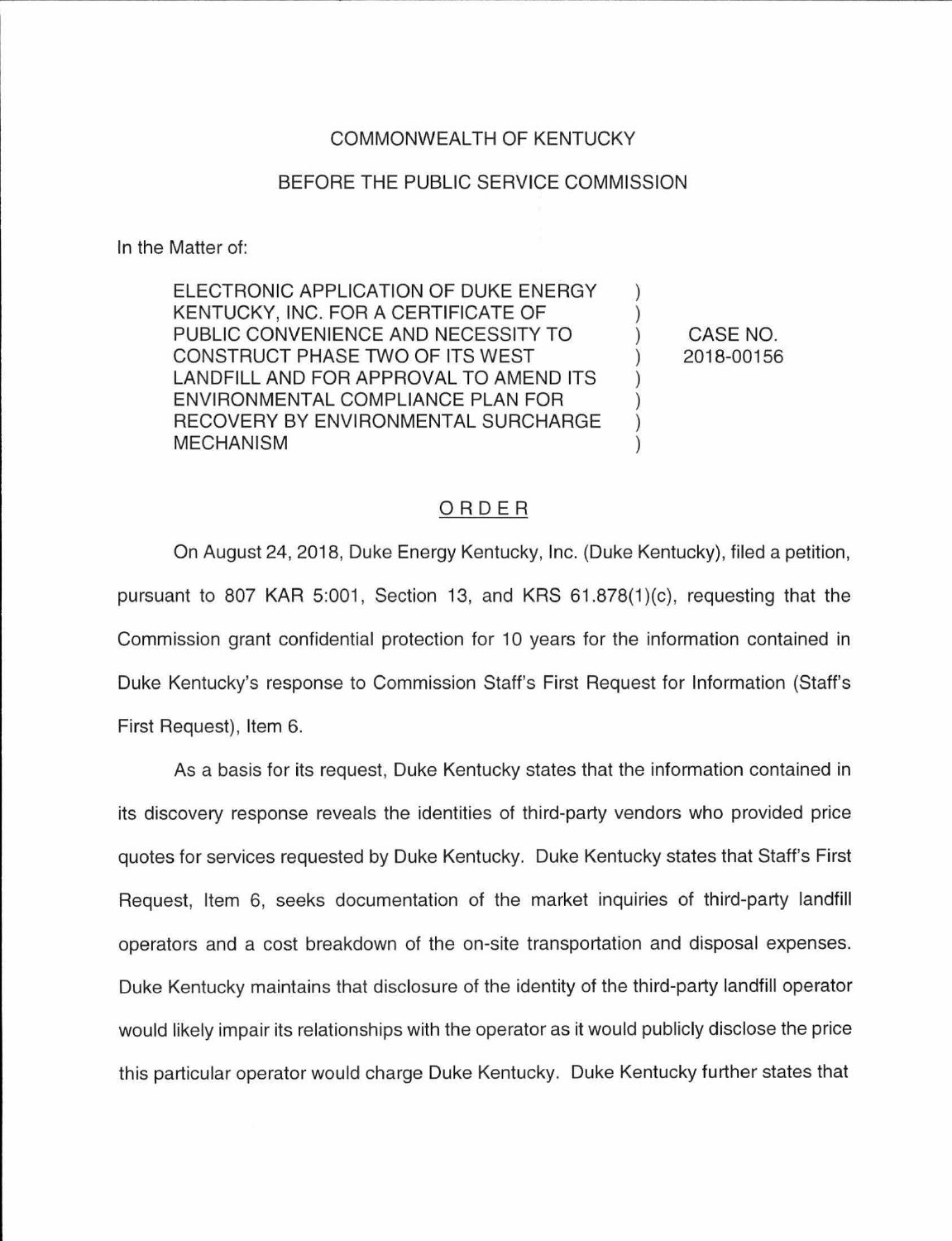COMMONWEALTH OF KENTUCKY

BEFORE THE PUBLIC SERVICE COMMISSION

In the Matter of:

| | | |
|---|---|---|
| ELECTRONIC APPLICATION OF DUKE ENERGY KENTUCKY, INC. FOR A CERTIFICATE OF PUBLIC CONVENIENCE AND NECESSITY TO CONSTRUCT PHASE TWO OF ITS WEST LANDFILL AND FOR APPROVAL TO AMEND ITS ENVIRONMENTAL COMPLIANCE PLAN FOR RECOVERY BY ENVIRONMENTAL SURCHARGE MECHANISM | ) | CASE NO. 2018-00156 |

## ORDER

On August 24, 2018, Duke Energy Kentucky, Inc. (Duke Kentucky), filed a petition, pursuant to 807 KAR 5:001, Section 13, and KRS 61.878(1)(c), requesting that the Commission grant confidential protection for 10 years for the information contained in Duke Kentucky's response to Commission Staff's First Request for Information (Staff's First Request), Item 6.

As a basis for its request, Duke Kentucky states that the information contained in its discovery response reveals the identities of third-party vendors who provided price quotes for services requested by Duke Kentucky. Duke Kentucky states that Staff's First Request, Item 6, seeks documentation of the market inquiries of third-party landfill operators and a cost breakdown of the on-site transportation and disposal expenses. Duke Kentucky maintains that disclosure of the identity of the third-party landfill operator would likely impair its relationships with the operator as it would publicly disclose the price this particular operator would charge Duke Kentucky. Duke Kentucky further states that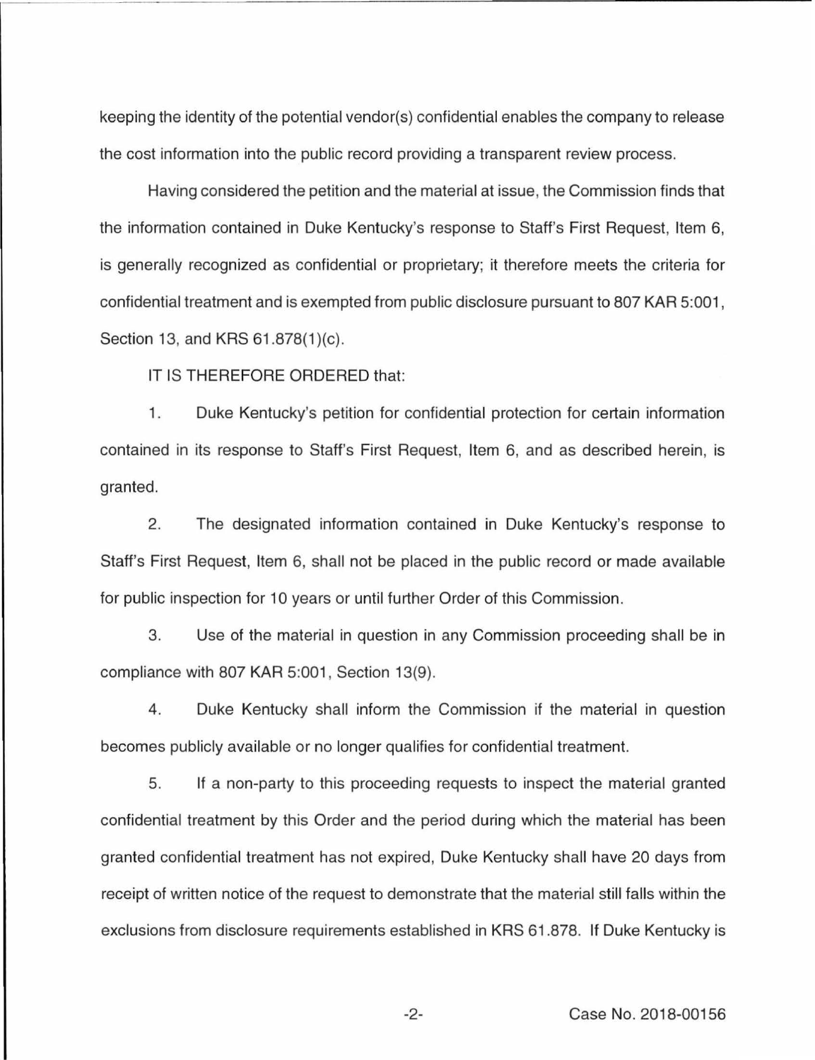keeping the identity of the potential vendor(s) confidential enables the company to release the cost information into the public record providing a transparent review process.

Having considered the petition and the material at issue, the Commission finds that the information contained in Duke Kentucky's response to Staff's First Request, Item 6, is generally recognized as confidential or proprietary; it therefore meets the criteria for confidential treatment and is exempted from public disclosure pursuant to 807 KAR 5:001, Section 13, and KRS 61.878(1)(c).

IT IS THEREFORE ORDERED that:

1. Duke Kentucky's petition for confidential protection for certain information contained in its response to Staff's First Request, Item 6, and as described herein, is granted.

2. The designated information contained in Duke Kentucky's response to Staff's First Request, Item 6, shall not be placed in the public record or made available for public inspection for 10 years or until further Order of this Commission.

3. Use of the material in question in any Commission proceeding shall be in compliance with 807 KAR 5:001, Section 13(9).

4. Duke Kentucky shall inform the Commission if the material in question becomes publicly available or no longer qualifies for confidential treatment.

5. If a non-party to this proceeding requests to inspect the material granted confidential treatment by this Order and the period during which the material has been granted confidential treatment has not expired, Duke Kentucky shall have 20 days from receipt of written notice of the request to demonstrate that the material still falls within the exclusions from disclosure requirements established in KRS 61.878. If Duke Kentucky is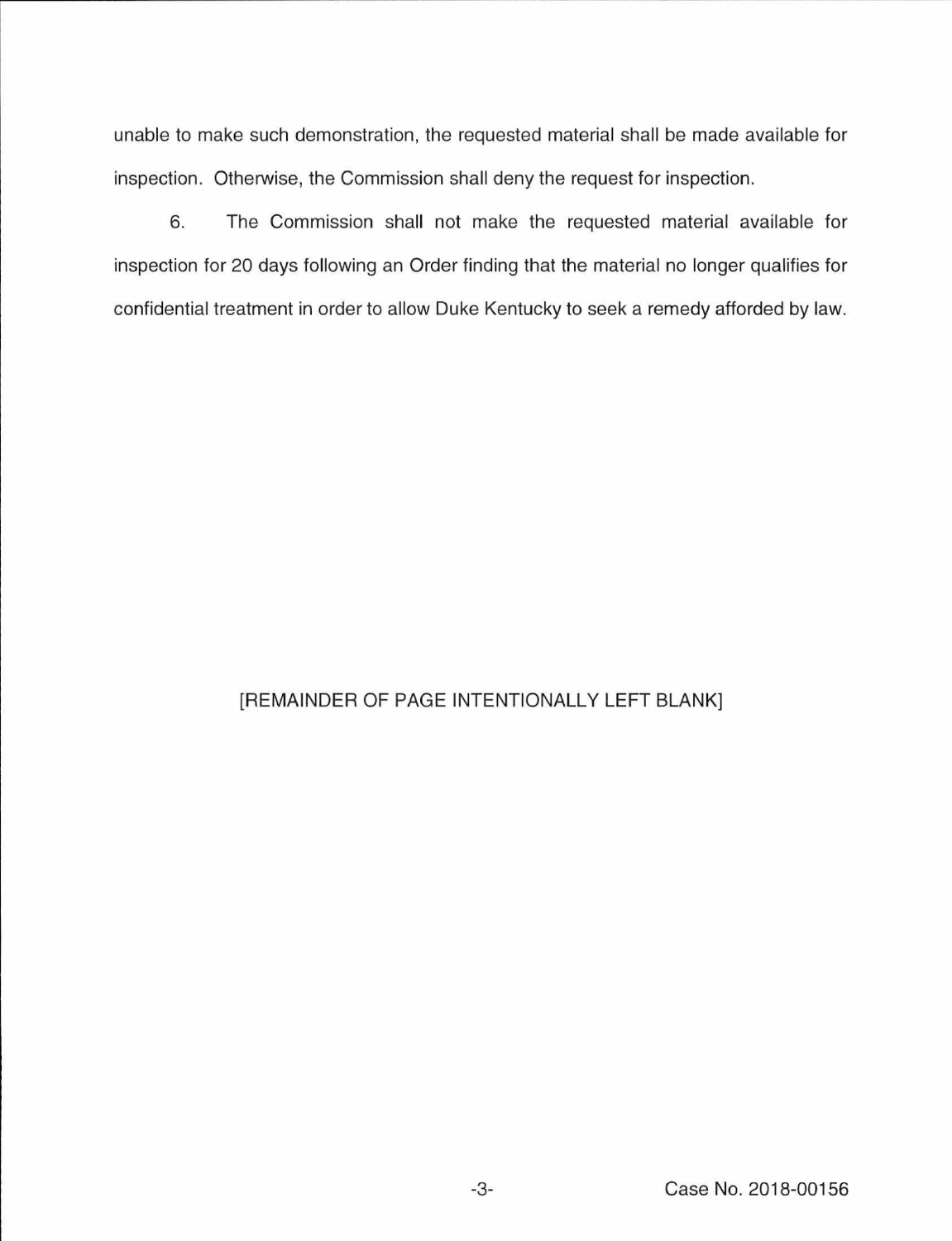unable to make such demonstration, the requested material shall be made available for inspection. Otherwise, the Commission shall deny the request for inspection.

6. The Commission shall not make the requested material available for inspection for 20 days following an Order finding that the material no longer qualifies for confidential treatment in order to allow Duke Kentucky to seek a remedy afforded by law.

[REMAINDER OF PAGE INTENTIONALLY LEFT BLANK]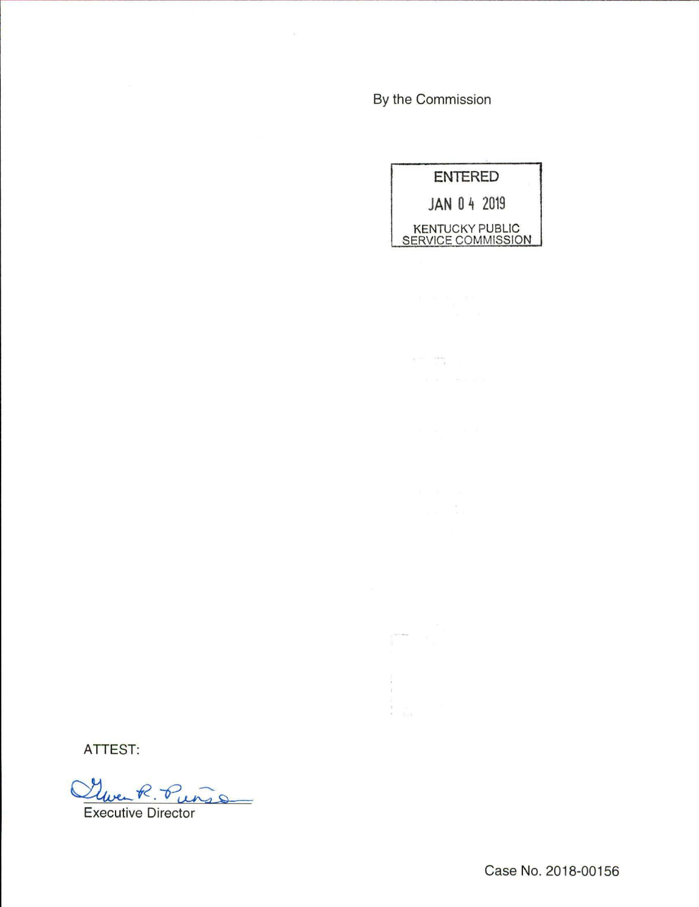By the Commission

ENTERED

JAN 04 2019

KENTUCKY PUBLIC SERVICE COMMISSION

ATTEST:

Gwen R. Pinson

Executive Director

Case No. 2018-00156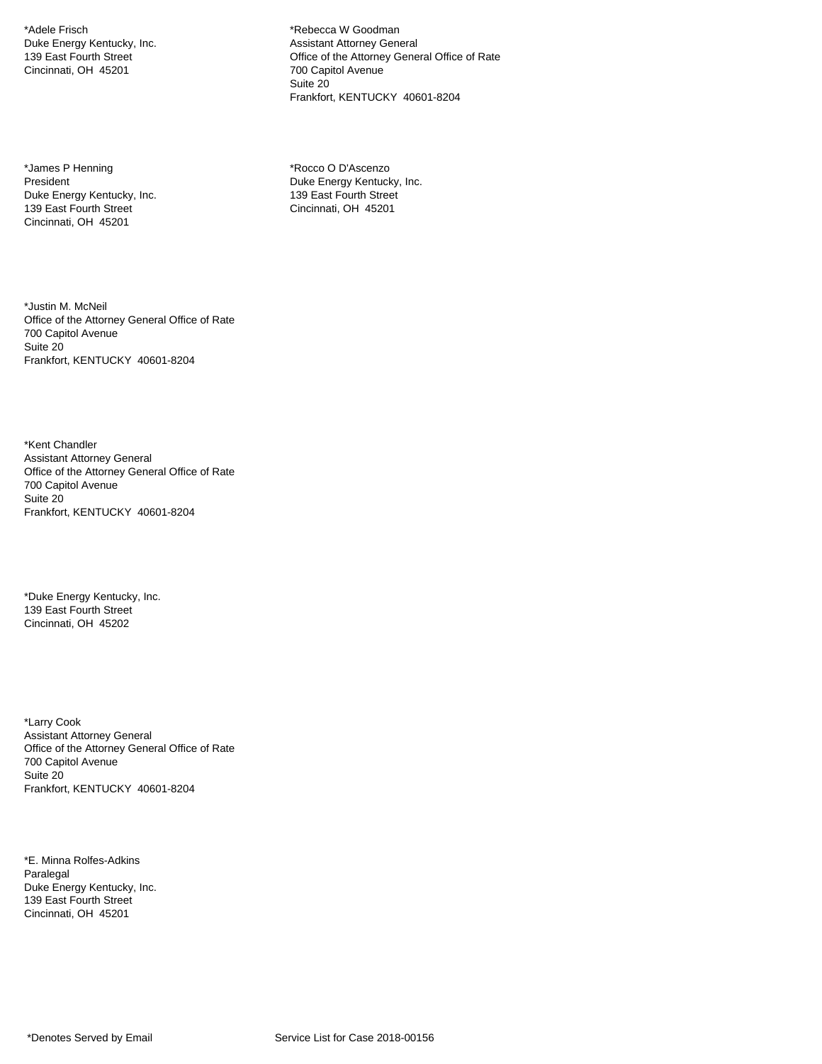*Adele Frisch
Duke Energy Kentucky, Inc.
139 East Fourth Street
Cincinnati, OH  45201

*Rebecca W Goodman
Assistant Attorney General
Office of the Attorney General Office of Rate
700 Capitol Avenue
Suite 20
Frankfort, KENTUCKY  40601-8204

*James P Henning
President
Duke Energy Kentucky, Inc.
139 East Fourth Street
Cincinnati, OH  45201

*Rocco O D'Ascenzo
Duke Energy Kentucky, Inc.
139 East Fourth Street
Cincinnati, OH  45201

*Justin M. McNeil
Office of the Attorney General Office of Rate
700 Capitol Avenue
Suite 20
Frankfort, KENTUCKY  40601-8204

*Kent Chandler
Assistant Attorney General
Office of the Attorney General Office of Rate
700 Capitol Avenue
Suite 20
Frankfort, KENTUCKY  40601-8204

*Duke Energy Kentucky, Inc.
139 East Fourth Street
Cincinnati, OH  45202

*Larry Cook
Assistant Attorney General
Office of the Attorney General Office of Rate
700 Capitol Avenue
Suite 20
Frankfort, KENTUCKY  40601-8204

*E. Minna Rolfes-Adkins
Paralegal
Duke Energy Kentucky, Inc.
139 East Fourth Street
Cincinnati, OH  45201

*Denotes Served by Email

Service List for Case 2018-00156